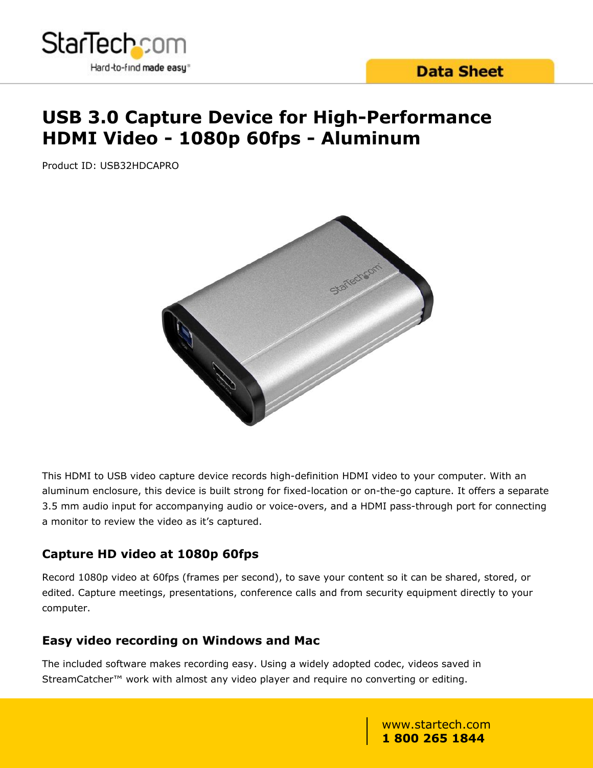# USB 3.0 Capture Device for High-Performance HDMI Video - 1080p 60fps - Aluminum

Product ID: USB32HDCAPRO

This HDMI to USB video capture device records high-definition HDMI video to your computer. With an aluminum enclosure, this device is built strong for fixed-location or on-the-go capture. It offers a separate 3.5 mm audio input for accompanying audio or voice-overs, and a HDMI pass-through port for connecting a monitor to review the video as it's captured.

## Capture HD video at 1080p 60fps

Record 1080p video at 60fps (frames per second), to save your content so it can be shared, stored, or edited. Capture meetings, presentations, conference calls and from security equipment directly to your computer.

## Easy video recording on Windows and Mac

The included software makes recording easy. Using a widely adopted codec, videos saved in StreamCatcher™ work with almost any video player and require no converting or editing.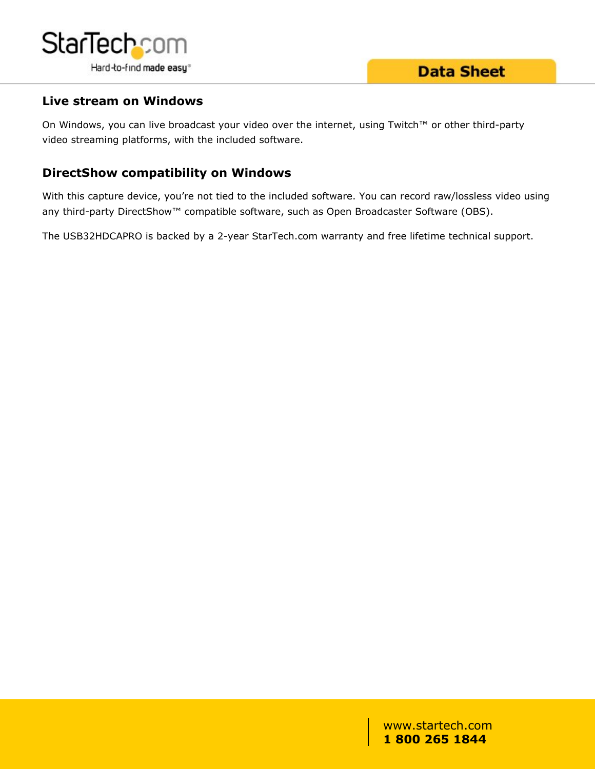## Live stream on Windows

On Windows, you can live broadcast your video over the internet, using Twitch™ or other third-party video streaming platforms, with the included software.

## DirectShow compatibility on Windows

With this capture device, you're not tied to the included software. You can record raw/lossless video using any third-party DirectShow™ compatible software, such as Open Broadcaster Software (OBS).

The USB32HDCAPRO is backed by a 2-year StarTech.com warranty and free lifetime technical support.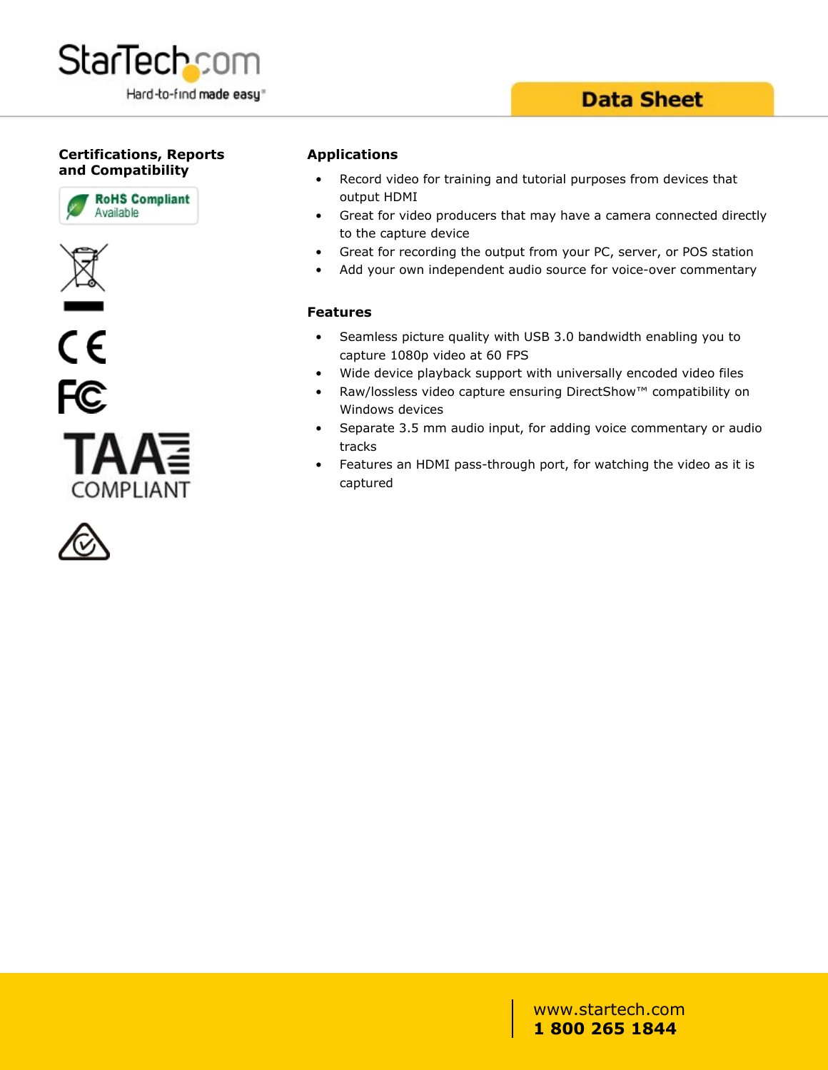## Certifications, Reports and Compatibility

RoHS Compliant Available

TAA COMPLIANT

## Applications

- Record video for training and tutorial purposes from devices that output HDMI
- Great for video producers that may have a camera connected directly to the capture device
- Great for recording the output from your PC, server, or POS station
- Add your own independent audio source for voice-over commentary

## Features

- Seamless picture quality with USB 3.0 bandwidth enabling you to capture 1080p video at 60 FPS
- Wide device playback support with universally encoded video files
- Raw/lossless video capture ensuring DirectShow™ compatibility on Windows devices
- Separate 3.5 mm audio input, for adding voice commentary or audio tracks
- Features an HDMI pass-through port, for watching the video as it is captured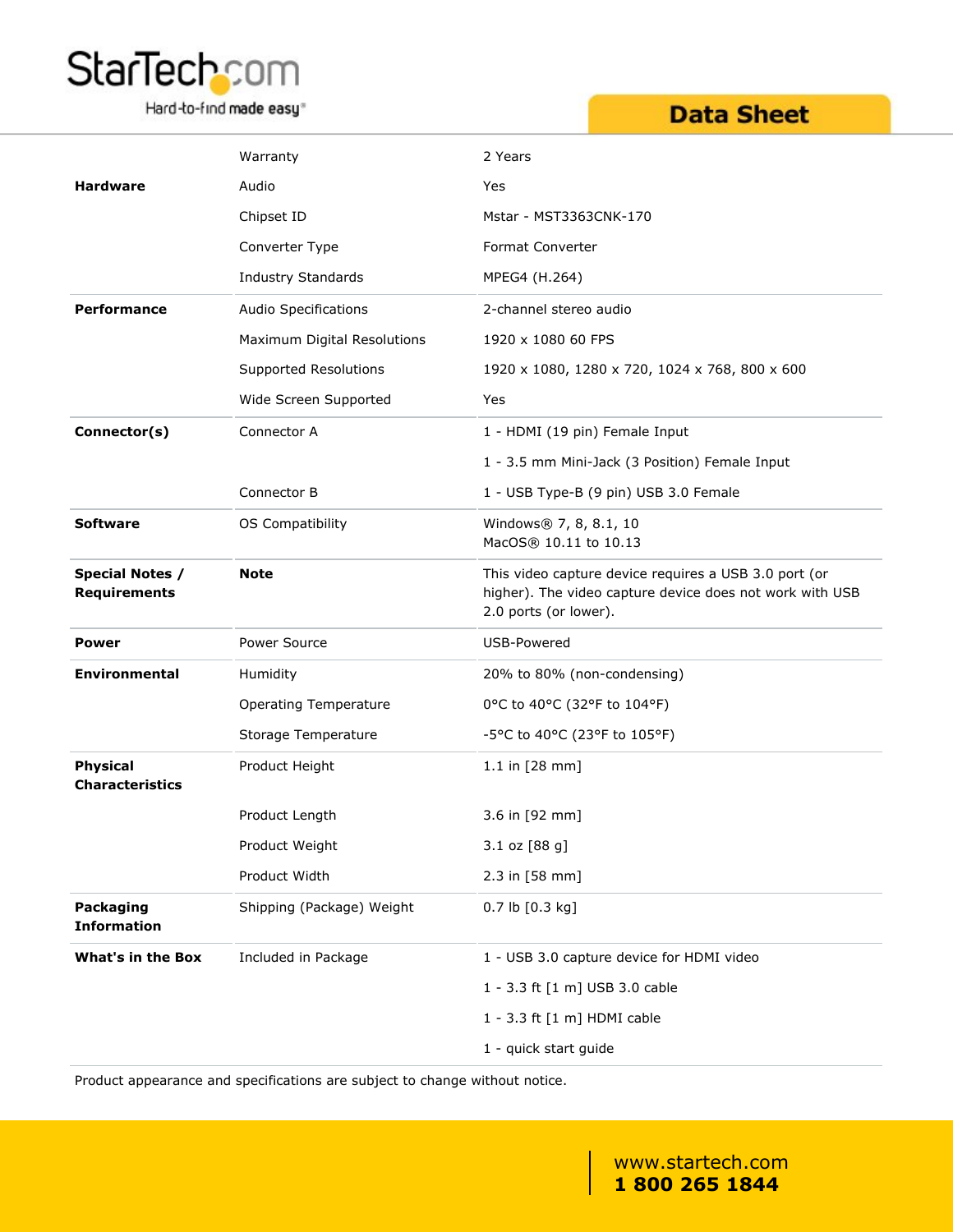# Data Sheet

| | | |
|---|---|---|
| **Hardware** | Warranty | 2 Years |
| | Audio | Yes |
| | Chipset ID | Mstar - MST3363CNK-170 |
| | Converter Type | Format Converter |
| | Industry Standards | MPEG4 (H.264) |
| **Performance** | Audio Specifications | 2-channel stereo audio |
| | Maximum Digital Resolutions | 1920 x 1080 60 FPS |
| | Supported Resolutions | 1920 x 1080, 1280 x 720, 1024 x 768, 800 x 600 |
| | Wide Screen Supported | Yes |
| **Connector(s)** | Connector A | 1 - HDMI (19 pin) Female Input |
| | | 1 - 3.5 mm Mini-Jack (3 Position) Female Input |
| | Connector B | 1 - USB Type-B (9 pin) USB 3.0 Female |
| **Software** | OS Compatibility | Windows® 7, 8, 8.1, 10<br>MacOS® 10.11 to 10.13 |
| **Special Notes / Requirements** | **Note** | This video capture device requires a USB 3.0 port (or higher). The video capture device does not work with USB 2.0 ports (or lower). |
| **Power** | Power Source | USB-Powered |
| **Environmental** | Humidity | 20% to 80% (non-condensing) |
| | Operating Temperature | 0°C to 40°C (32°F to 104°F) |
| | Storage Temperature | -5°C to 40°C (23°F to 105°F) |
| **Physical Characteristics** | Product Height | 1.1 in [28 mm] |
| | Product Length | 3.6 in [92 mm] |
| | Product Weight | 3.1 oz [88 g] |
| | Product Width | 2.3 in [58 mm] |
| **Packaging Information** | Shipping (Package) Weight | 0.7 lb [0.3 kg] |
| **What's in the Box** | Included in Package | 1 - USB 3.0 capture device for HDMI video |
| | | 1 - 3.3 ft [1 m] USB 3.0 cable |
| | | 1 - 3.3 ft [1 m] HDMI cable |
| | | 1 - quick start guide |

Product appearance and specifications are subject to change without notice.